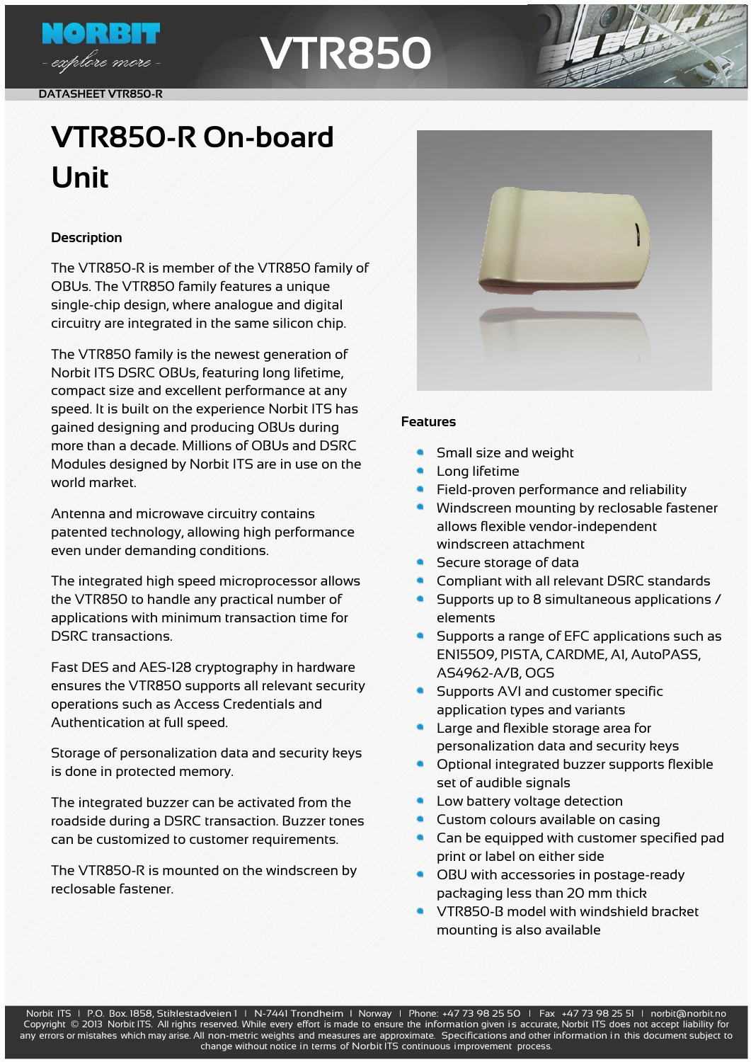# VTR850-R On-board Unit

### Description

The VTR850-R is member of the VTR850 family of OBUs. The VTR850 family features a unique single-chip design, where analogue and digital circuitry are integrated in the same silicon chip.

The VTR850 family is the newest generation of Norbit ITS DSRC OBUs, featuring long lifetime, compact size and excellent performance at any speed. It is built on the experience Norbit ITS has gained designing and producing OBUs during more than a decade. Millions of OBUs and DSRC Modules designed by Norbit ITS are in use on the world market.

Antenna and microwave circuitry contains patented technology, allowing high performance even under demanding conditions.

The integrated high speed microprocessor allows the VTR850 to handle any practical number of applications with minimum transaction time for DSRC transactions.

Fast DES and AES-128 cryptography in hardware ensures the VTR850 supports all relevant security operations such as Access Credentials and Authentication at full speed.

Storage of personalization data and security keys is done in protected memory.

The integrated buzzer can be activated from the roadside during a DSRC transaction. Buzzer tones can be customized to customer requirements.

The VTR850-R is mounted on the windscreen by reclosable fastener.

### Features

- Small size and weight
- Long lifetime
- Field-proven performance and reliability
- Windscreen mounting by reclosable fastener allows flexible vendor-independent windscreen attachment
- Secure storage of data
- Compliant with all relevant DSRC standards
- Supports up to 8 simultaneous applications / elements
- Supports a range of EFC applications such as EN15509, PISTA, CARDME, A1, AutoPASS, AS4962-A/B, OGS
- Supports AVI and customer specific application types and variants
- Large and flexible storage area for personalization data and security keys
- Optional integrated buzzer supports flexible set of audible signals
- Low battery voltage detection
- Custom colours available on casing
- Can be equipped with customer specified pad print or label on either side
- OBU with accessories in postage-ready packaging less than 20 mm thick
- VTR850-B model with windshield bracket mounting is also available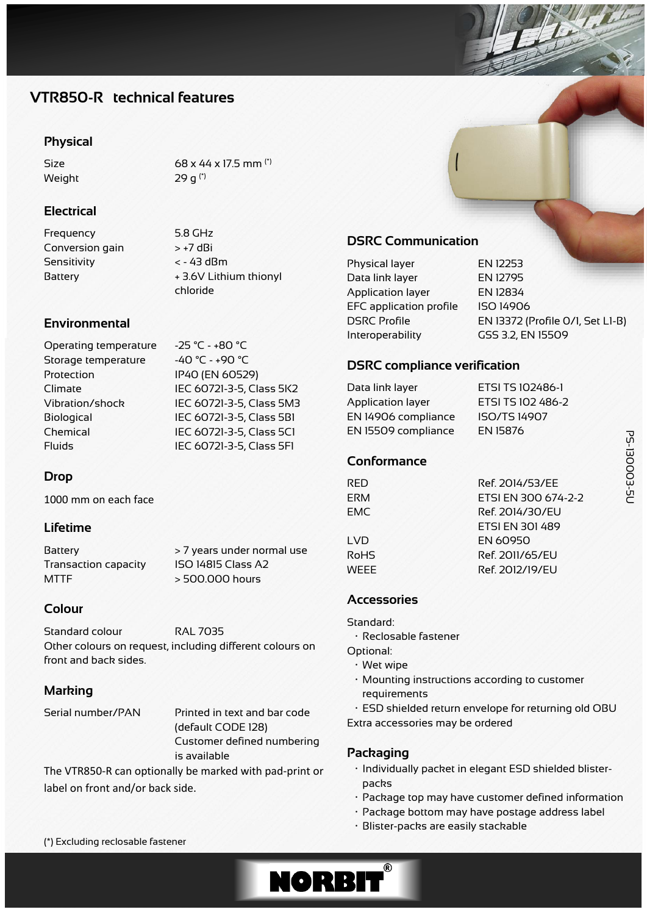# VTR850-R technical features

## Physical

| | |
|---|---|
| Size | 68 x 44 x 17.5 mm (*) |
| Weight | 29 g (*) |

## Electrical

| | |
|---|---|
| Frequency | 5.8 GHz |
| Conversion gain | > +7 dBi |
| Sensitivity | < - 43 dBm |
| Battery | + 3.6V Lithium thionyl chloride |

## Environmental

| | |
|---|---|
| Operating temperature | -25 °C - +80 °C |
| Storage temperature | -40 °C - +90 °C |
| Protection | IP40 (EN 60529) |
| Climate | IEC 60721-3-5, Class 5K2 |
| Vibration/shock | IEC 60721-3-5, Class 5M3 |
| Biological | IEC 60721-3-5, Class 5B1 |
| Chemical | IEC 60721-3-5, Class 5C1 |
| Fluids | IEC 60721-3-5, Class 5F1 |

## Drop

1000 mm on each face

## Lifetime

| | |
|---|---|
| Battery | > 7 years under normal use |
| Transaction capacity | ISO 14815 Class A2 |
| MTTF | > 500.000 hours |

## Colour

| | |
|---|---|
| Standard colour | RAL 7035 |

Other colours on request, including different colours on front and back sides.

## Marking

| | |
|---|---|
| Serial number/PAN | Printed in text and bar code (default CODE 128) Customer defined numbering is available |

The VTR850-R can optionally be marked with pad-print or label on front and/or back side.

## DSRC Communication

| | |
|---|---|
| Physical layer | EN 12253 |
| Data link layer | EN 12795 |
| Application layer | EN 12834 |
| EFC application profile | ISO 14906 |
| DSRC Profile | EN 13372 (Profile 0/1, Set L1-B) |
| Interoperability | GSS 3.2, EN 15509 |

## DSRC compliance verification

| | |
|---|---|
| Data link layer | ETSI TS 102486-1 |
| Application layer | ETSI TS 102 486-2 |
| EN 14906 compliance | ISO/TS 14907 |
| EN 15509 compliance | EN 15876 |

## Conformance

| | |
|---|---|
| RED | Ref. 2014/53/EE |
| ERM | ETSI EN 300 674-2-2 |
| EMC | Ref. 2014/30/EU ETSI EN 301 489 |
| LVD | EN 60950 |
| RoHS | Ref. 2011/65/EU |
| WEEE | Ref. 2012/19/EU |

## Accessories

Standard:

- Reclosable fastener

Optional:

- Wet wipe
- Mounting instructions according to customer requirements
- ESD shielded return envelope for returning old OBU

Extra accessories may be ordered

## Packaging

- Individually packet in elegant ESD shielded blister-packs
- Package top may have customer defined information
- Package bottom may have postage address label
- Blister-packs are easily stackable

(*) Excluding reclosable fastener

PS-130003-5U

NORBIT®